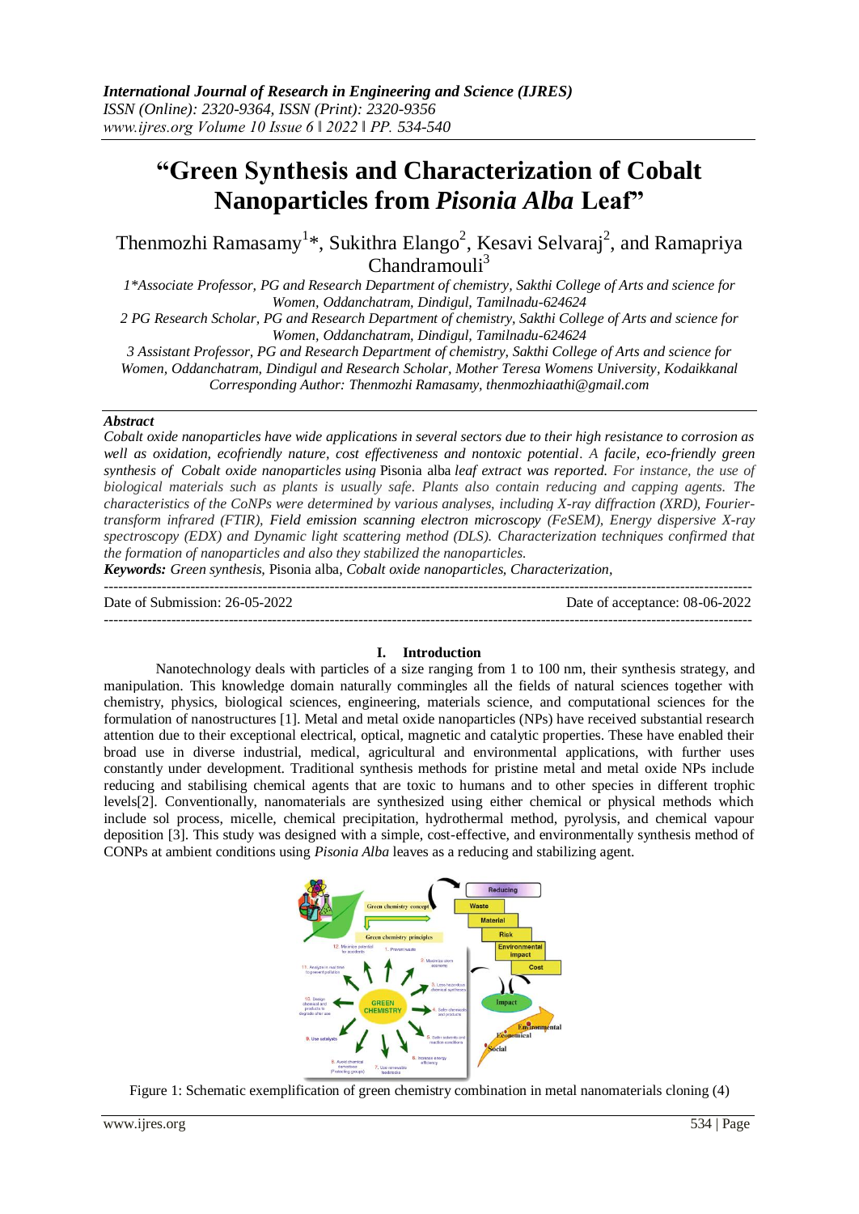*International Journal of Research in Engineering and Science (IJRES)*
*ISSN (Online): 2320-9364, ISSN (Print): 2320-9356*

# "Green Synthesis and Characterization of Cobalt Nanoparticles from *Pisonia Alba* Leaf"

Thenmozhi Ramasamy[1]*, Sukithra Elango[2], Kesavi Selvaraj[2], and Ramapriya Chandramouli[3]

*1\*Associate Professor, PG and Research Department of chemistry, Sakthi College of Arts and science for Women, Oddanchatram, Dindigul, Tamilnadu-624624*
*2 PG Research Scholar, PG and Research Department of chemistry, Sakthi College of Arts and science for Women, Oddanchatram, Dindigul, Tamilnadu-624624*
*3 Assistant Professor, PG and Research Department of chemistry, Sakthi College of Arts and science for Women, Oddanchatram, Dindigul and Research Scholar, Mother Teresa Womens University, Kodaikkanal*
*Corresponding Author: Thenmozhi Ramasamy, thenmozhiaathi@gmail.com*

***Abstract***

*Cobalt oxide nanoparticles have wide applications in several sectors due to their high resistance to corrosion as well as oxidation, ecofriendly nature, cost effectiveness and nontoxic potential. A facile, eco-friendly green synthesis of Cobalt oxide nanoparticles using* Pisonia alba *leaf extract was reported. For instance, the use of biological materials such as plants is usually safe. Plants also contain reducing and capping agents. The characteristics of the CoNPs were determined by various analyses, including X-ray diffraction (XRD), Fourier-transform infrared (FTIR), Field emission scanning electron microscopy (FeSEM), Energy dispersive X-ray spectroscopy (EDX) and Dynamic light scattering method (DLS). Characterization techniques confirmed that the formation of nanoparticles and also they stabilized the nanoparticles.*

***Keywords:*** *Green synthesis,* Pisonia alba*, Cobalt oxide nanoparticles, Characterization,*

---

Date of Submission: 26-05-2022 Date of acceptance: 08-06-2022

---

## I. Introduction

Nanotechnology deals with particles of a size ranging from 1 to 100 nm, their synthesis strategy, and manipulation. This knowledge domain naturally commingles all the fields of natural sciences together with chemistry, physics, biological sciences, engineering, materials science, and computational sciences for the formulation of nanostructures [1]. Metal and metal oxide nanoparticles (NPs) have received substantial research attention due to their exceptional electrical, optical, magnetic and catalytic properties. These have enabled their broad use in diverse industrial, medical, agricultural and environmental applications, with further uses constantly under development. Traditional synthesis methods for pristine metal and metal oxide NPs include reducing and stabilising chemical agents that are toxic to humans and to other species in different trophic levels[2]. Conventionally, nanomaterials are synthesized using either chemical or physical methods which include sol process, micelle, chemical precipitation, hydrothermal method, pyrolysis, and chemical vapour deposition [3]. This study was designed with a simple, cost-effective, and environmentally synthesis method of CONPs at ambient conditions using *Pisonia Alba* leaves as a reducing and stabilizing agent.

Figure 1: Schematic exemplification of green chemistry combination in metal nanomaterials cloning (4)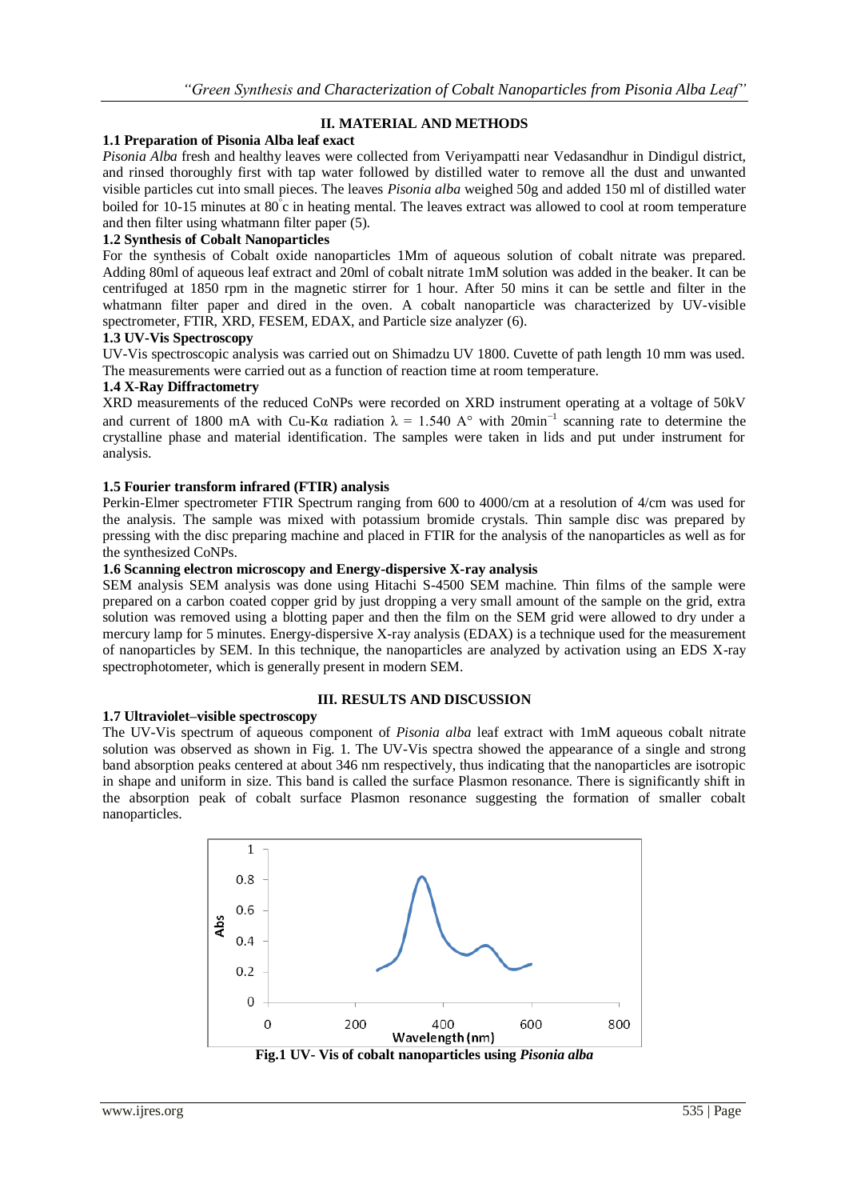## II. MATERIAL AND METHODS

### 1.1 Preparation of Pisonia Alba leaf exact

*Pisonia Alba* fresh and healthy leaves were collected from Veriyampatti near Vedasandhur in Dindigul district, and rinsed thoroughly first with tap water followed by distilled water to remove all the dust and unwanted visible particles cut into small pieces. The leaves *Pisonia alba* weighed 50g and added 150 ml of distilled water boiled for 10-15 minutes at 80°c in heating mental. The leaves extract was allowed to cool at room temperature and then filter using whatmann filter paper (5).

### 1.2 Synthesis of Cobalt Nanoparticles

For the synthesis of Cobalt oxide nanoparticles 1Mm of aqueous solution of cobalt nitrate was prepared. Adding 80ml of aqueous leaf extract and 20ml of cobalt nitrate 1mM solution was added in the beaker. It can be centrifuged at 1850 rpm in the magnetic stirrer for 1 hour. After 50 mins it can be settle and filter in the whatmann filter paper and dired in the oven. A cobalt nanoparticle was characterized by UV-visible spectrometer, FTIR, XRD, FESEM, EDAX, and Particle size analyzer (6).

### 1.3 UV-Vis Spectroscopy

UV-Vis spectroscopic analysis was carried out on Shimadzu UV 1800. Cuvette of path length 10 mm was used. The measurements were carried out as a function of reaction time at room temperature.

### 1.4 X-Ray Diffractometry

XRD measurements of the reduced CoNPs were recorded on XRD instrument operating at a voltage of 50kV and current of 1800 mA with Cu-Kα radiation $\lambda$ = 1.540 A° with 20min$^{-1}$ scanning rate to determine the crystalline phase and material identification. The samples were taken in lids and put under instrument for analysis.

### 1.5 Fourier transform infrared (FTIR) analysis

Perkin-Elmer spectrometer FTIR Spectrum ranging from 600 to 4000/cm at a resolution of 4/cm was used for the analysis. The sample was mixed with potassium bromide crystals. Thin sample disc was prepared by pressing with the disc preparing machine and placed in FTIR for the analysis of the nanoparticles as well as for the synthesized CoNPs.

### 1.6 Scanning electron microscopy and Energy-dispersive X-ray analysis

SEM analysis SEM analysis was done using Hitachi S-4500 SEM machine. Thin films of the sample were prepared on a carbon coated copper grid by just dropping a very small amount of the sample on the grid, extra solution was removed using a blotting paper and then the film on the SEM grid were allowed to dry under a mercury lamp for 5 minutes. Energy-dispersive X-ray analysis (EDAX) is a technique used for the measurement of nanoparticles by SEM. In this technique, the nanoparticles are analyzed by activation using an EDS X-ray spectrophotometer, which is generally present in modern SEM.

## III. RESULTS AND DISCUSSION

### 1.7 Ultraviolet–visible spectroscopy

The UV-Vis spectrum of aqueous component of *Pisonia alba* leaf extract with 1mM aqueous cobalt nitrate solution was observed as shown in Fig. 1. The UV-Vis spectra showed the appearance of a single and strong band absorption peaks centered at about 346 nm respectively, thus indicating that the nanoparticles are isotropic in shape and uniform in size. This band is called the surface Plasmon resonance. There is significantly shift in the absorption peak of cobalt surface Plasmon resonance suggesting the formation of smaller cobalt nanoparticles.

**Fig.1 UV- Vis of cobalt nanoparticles using *Pisonia alba***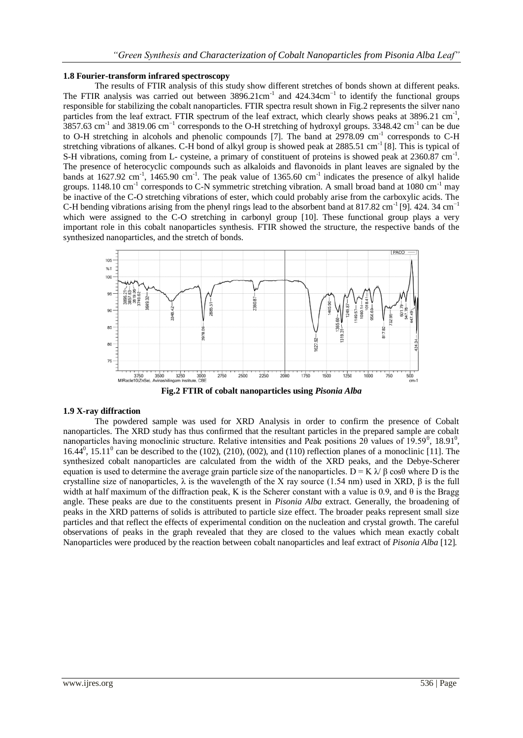### 1.8 Fourier-transform infrared spectroscopy

The results of FTIR analysis of this study show different stretches of bonds shown at different peaks. The FTIR analysis was carried out between 3896.21cm$^{-1}$ and 424.34cm$^{-1}$ to identify the functional groups responsible for stabilizing the cobalt nanoparticles. FTIR spectra result shown in Fig.2 represents the silver nano particles from the leaf extract. FTIR spectrum of the leaf extract, which clearly shows peaks at 3896.21 cm$^{-1}$, 3857.63 cm$^{-1}$ and 3819.06 cm$^{-1}$ corresponds to the O-H stretching of hydroxyl groups. 3348.42 cm$^{-1}$ can be due to O-H stretching in alcohols and phenolic compounds [7]. The band at 2978.09 cm$^{-1}$ corresponds to C-H stretching vibrations of alkanes. C-H bond of alkyl group is showed peak at 2885.51 cm$^{-1}$ [8]. This is typical of S-H vibrations, coming from L- cysteine, a primary of constituent of proteins is showed peak at 2360.87 cm$^{-1}$. The presence of heterocyclic compounds such as alkaloids and flavonoids in plant leaves are signaled by the bands at 1627.92 cm$^{-1}$, 1465.90 cm$^{-1}$. The peak value of 1365.60 cm$^{-1}$ indicates the presence of alkyl halide groups. 1148.10 cm$^{-1}$ corresponds to C-N symmetric stretching vibration. A small broad band at 1080 cm$^{-1}$ may be inactive of the C-O stretching vibrations of ester, which could probably arise from the carboxylic acids. The C-H bending vibrations arising from the phenyl rings lead to the absorbent band at 817.82 cm$^{-1}$ [9]. 424. 34 cm$^{-1}$ which were assigned to the C-O stretching in carbonyl group [10]. These functional group plays a very important role in this cobalt nanoparticles synthesis. FTIR showed the structure, the respective bands of the synthesized nanoparticles, and the stretch of bonds.

**Fig.2 FTIR of cobalt nanoparticles using *Pisonia Alba***

### 1.9 X-ray diffraction

The powdered sample was used for XRD Analysis in order to confirm the presence of Cobalt nanoparticles. The XRD study has thus confirmed that the resultant particles in the prepared sample are cobalt nanoparticles having monoclinic structure. Relative intensities and Peak positions 2θ values of 19.59$^0$, 18.91$^0$, 16.44$^0$, 15.11$^0$ can be described to the (102), (210), (002), and (110) reflection planes of a monoclinic [11]. The synthesized cobalt nanoparticles are calculated from the width of the XRD peaks, and the Debye-Scherer equation is used to determine the average grain particle size of the nanoparticles. $D = K \lambda / \beta \cos\theta$ where D is the crystalline size of nanoparticles, λ is the wavelength of the X ray source (1.54 nm) used in XRD, β is the full width at half maximum of the diffraction peak, K is the Scherer constant with a value is 0.9, and θ is the Bragg angle. These peaks are due to the constituents present in *Pisonia Alba* extract. Generally, the broadening of peaks in the XRD patterns of solids is attributed to particle size effect. The broader peaks represent small size particles and that reflect the effects of experimental condition on the nucleation and crystal growth. The careful observations of peaks in the graph revealed that they are closed to the values which mean exactly cobalt Nanoparticles were produced by the reaction between cobalt nanoparticles and leaf extract of *Pisonia Alba* [12].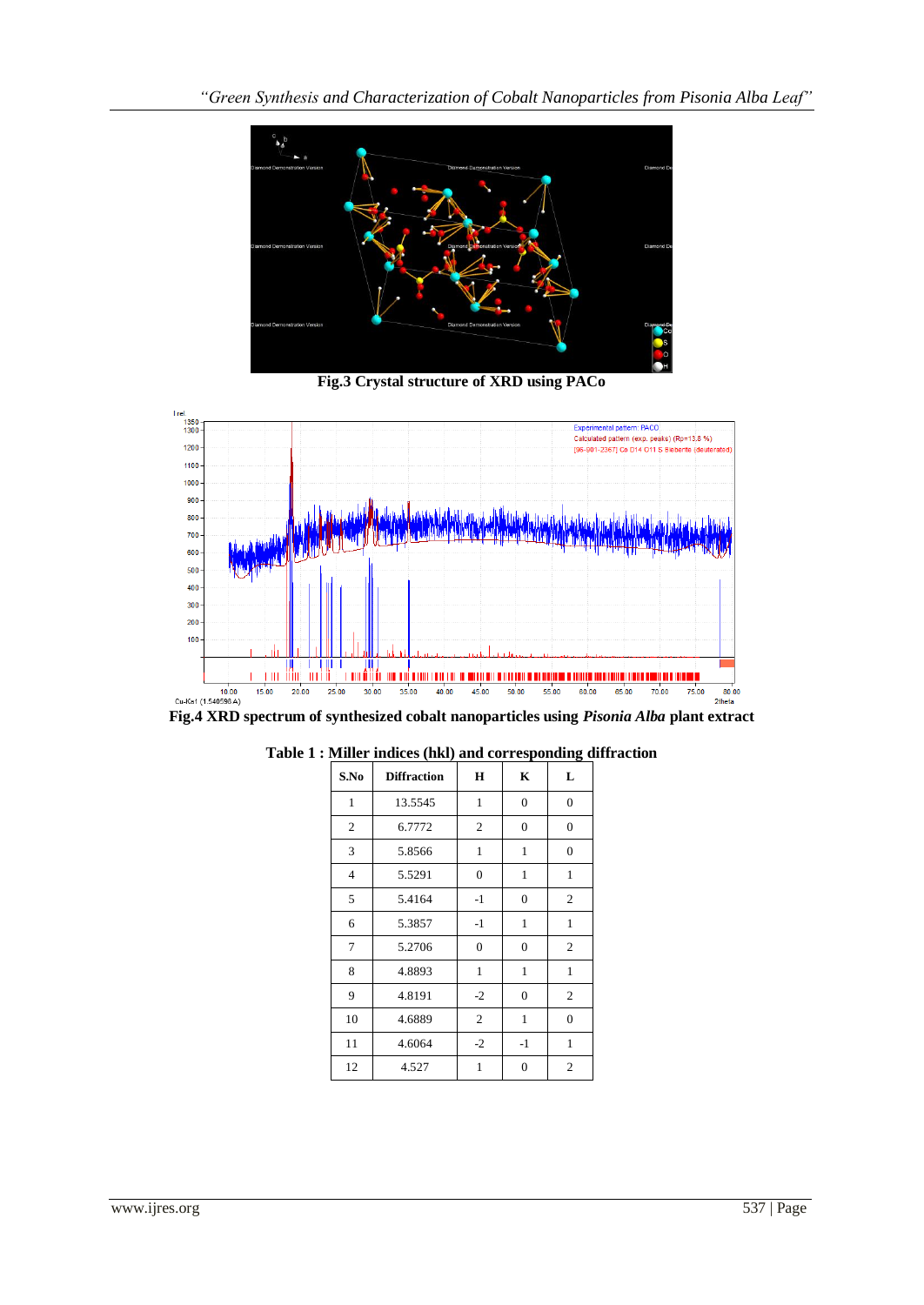**Fig.3 Crystal structure of XRD using PACo**

**Fig.4 XRD spectrum of synthesized cobalt nanoparticles using *Pisonia Alba* plant extract**

**Table 1 : Miller indices (hkl) and corresponding diffraction**

| S.No | Diffraction | H | K | L |
|---|---|---|---|---|
| 1 | 13.5545 | 1 | 0 | 0 |
| 2 | 6.7772 | 2 | 0 | 0 |
| 3 | 5.8566 | 1 | 1 | 0 |
| 4 | 5.5291 | 0 | 1 | 1 |
| 5 | 5.4164 | -1 | 0 | 2 |
| 6 | 5.3857 | -1 | 1 | 1 |
| 7 | 5.2706 | 0 | 0 | 2 |
| 8 | 4.8893 | 1 | 1 | 1 |
| 9 | 4.8191 | -2 | 0 | 2 |
| 10 | 4.6889 | 2 | 1 | 0 |
| 11 | 4.6064 | -2 | -1 | 1 |
| 12 | 4.527 | 1 | 0 | 2 |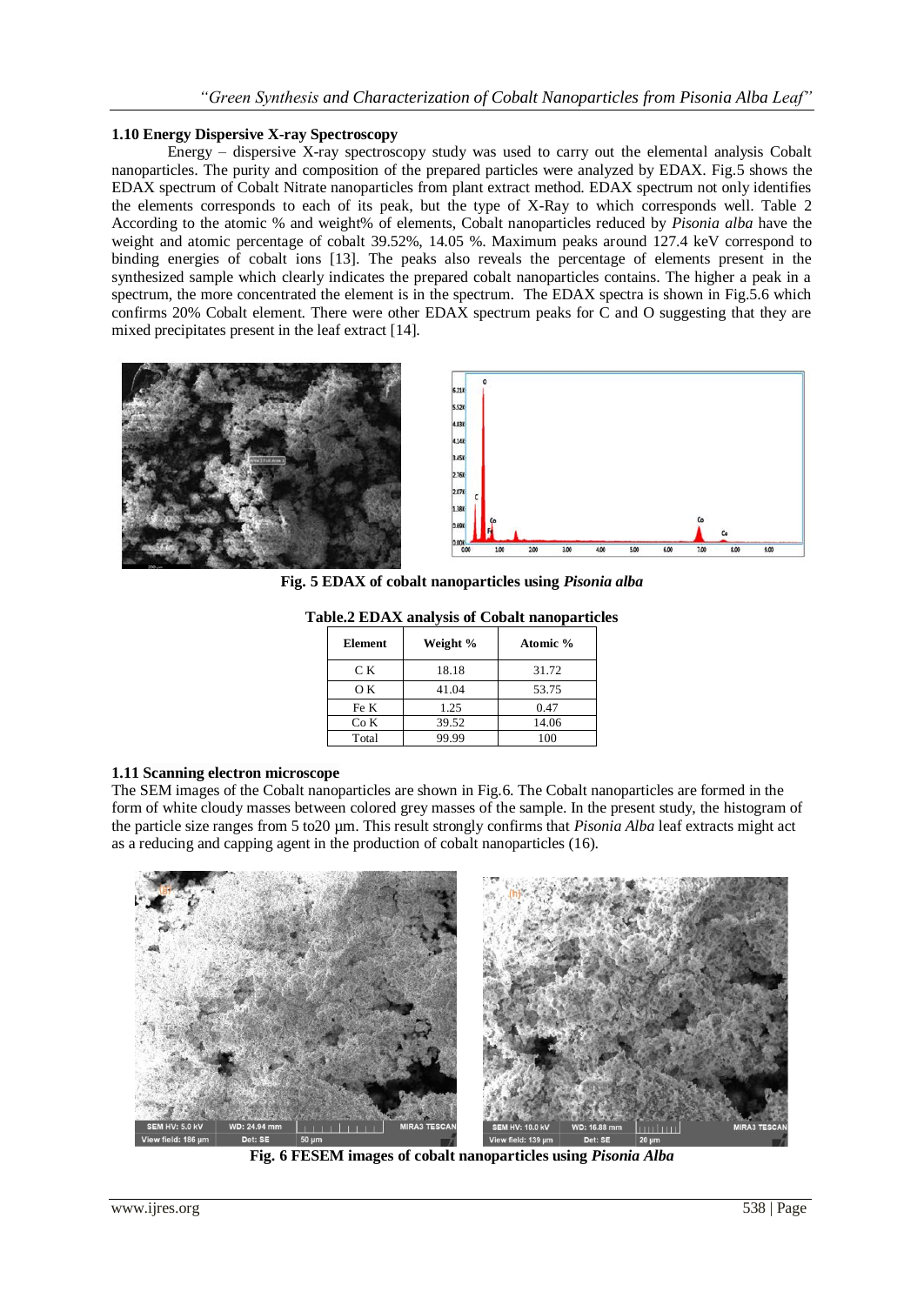### 1.10 Energy Dispersive X-ray Spectroscopy

Energy – dispersive X-ray spectroscopy study was used to carry out the elemental analysis Cobalt nanoparticles. The purity and composition of the prepared particles were analyzed by EDAX. Fig.5 shows the EDAX spectrum of Cobalt Nitrate nanoparticles from plant extract method. EDAX spectrum not only identifies the elements corresponds to each of its peak, but the type of X-Ray to which corresponds well. Table 2 According to the atomic % and weight% of elements, Cobalt nanoparticles reduced by *Pisonia alba* have the weight and atomic percentage of cobalt 39.52%, 14.05 %. Maximum peaks around 127.4 keV correspond to binding energies of cobalt ions [13]. The peaks also reveals the percentage of elements present in the synthesized sample which clearly indicates the prepared cobalt nanoparticles contains. The higher a peak in a spectrum, the more concentrated the element is in the spectrum. The EDAX spectra is shown in Fig.5.6 which confirms 20% Cobalt element. There were other EDAX spectrum peaks for C and O suggesting that they are mixed precipitates present in the leaf extract [14].

**Fig. 5 EDAX of cobalt nanoparticles using *Pisonia alba***

**Table.2 EDAX analysis of Cobalt nanoparticles**

| Element | Weight % | Atomic % |
|---|---|---|
| C K | 18.18 | 31.72 |
| O K | 41.04 | 53.75 |
| Fe K | 1.25 | 0.47 |
| Co K | 39.52 | 14.06 |
| Total | 99.99 | 100 |

### 1.11 Scanning electron microscope

The SEM images of the Cobalt nanoparticles are shown in Fig.6. The Cobalt nanoparticles are formed in the form of white cloudy masses between colored grey masses of the sample. In the present study, the histogram of the particle size ranges from 5 to20 µm. This result strongly confirms that *Pisonia Alba* leaf extracts might act as a reducing and capping agent in the production of cobalt nanoparticles (16).

**Fig. 6 FESEM images of cobalt nanoparticles using *Pisonia Alba***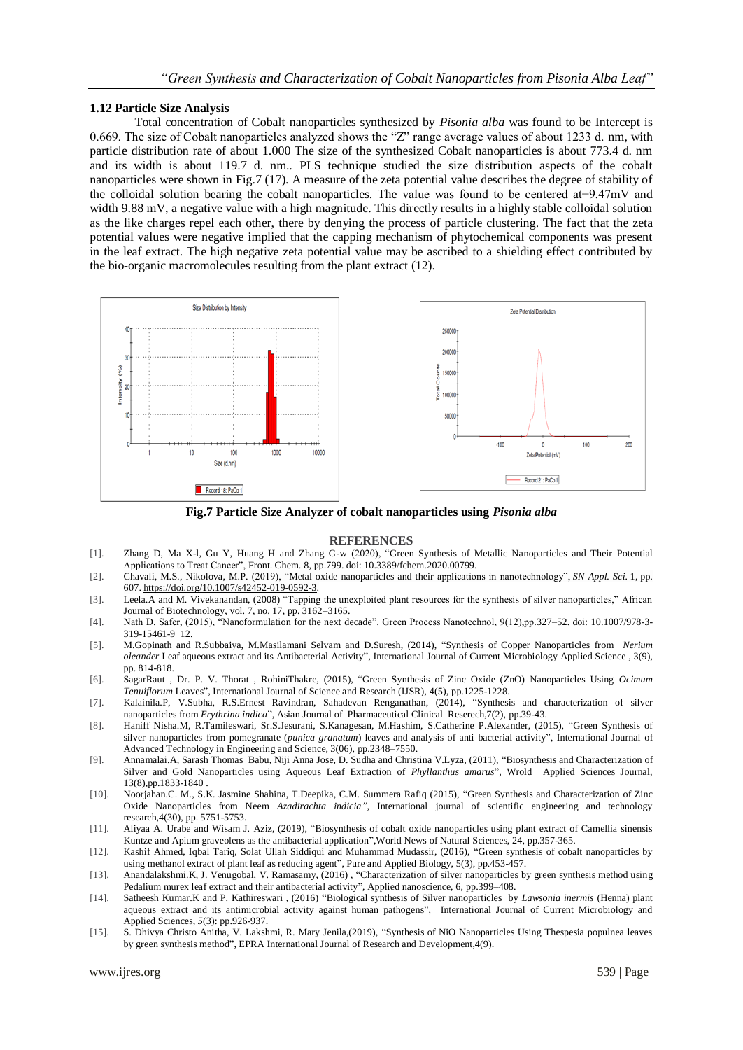### 1.12 Particle Size Analysis

Total concentration of Cobalt nanoparticles synthesized by *Pisonia alba* was found to be Intercept is 0.669. The size of Cobalt nanoparticles analyzed shows the "Z" range average values of about 1233 d. nm, with particle distribution rate of about 1.000 The size of the synthesized Cobalt nanoparticles is about 773.4 d. nm and its width is about 119.7 d. nm.. PLS technique studied the size distribution aspects of the cobalt nanoparticles were shown in Fig.7 (17). A measure of the zeta potential value describes the degree of stability of the colloidal solution bearing the cobalt nanoparticles. The value was found to be centered at−9.47mV and width 9.88 mV, a negative value with a high magnitude. This directly results in a highly stable colloidal solution as the like charges repel each other, there by denying the process of particle clustering. The fact that the zeta potential values were negative implied that the capping mechanism of phytochemical components was present in the leaf extract. The high negative zeta potential value may be ascribed to a shielding effect contributed by the bio-organic macromolecules resulting from the plant extract (12).

**Fig.7 Particle Size Analyzer of cobalt nanoparticles using *Pisonia alba***

## REFERENCES

[1]. Zhang D, Ma X-l, Gu Y, Huang H and Zhang G-w (2020), "Green Synthesis of Metallic Nanoparticles and Their Potential Applications to Treat Cancer", Front. Chem. 8, pp.799. doi: 10.3389/fchem.2020.00799.

[2]. Chavali, M.S., Nikolova, M.P. (2019), "Metal oxide nanoparticles and their applications in nanotechnology", *SN Appl. Sci.* 1, pp. 607. https://doi.org/10.1007/s42452-019-0592-3.

[3]. Leela.A and M. Vivekanandan, (2008) "Tapping the unexploited plant resources for the synthesis of silver nanoparticles," African Journal of Biotechnology, vol. 7, no. 17, pp. 3162–3165.

[4]. Nath D. Safer, (2015), "Nanoformulation for the next decade". Green Process Nanotechnol, 9(12),pp.327–52. doi: 10.1007/978-3-319-15461-9_12.

[5]. M.Gopinath and R.Subbaiya, M.Masilamani Selvam and D.Suresh, (2014), "Synthesis of Copper Nanoparticles from *Nerium oleander* Leaf aqueous extract and its Antibacterial Activity", International Journal of Current Microbiology Applied Science , 3(9), pp. 814-818.

[6]. SagarRaut , Dr. P. V. Thorat , RohiniThakre, (2015), "Green Synthesis of Zinc Oxide (ZnO) Nanoparticles Using *Ocimum Tenuiflorum* Leaves", International Journal of Science and Research (IJSR), 4(5), pp.1225-1228.

[7]. Kalainila.P, V.Subha, R.S.Ernest Ravindran, Sahadevan Renganathan, (2014), "Synthesis and characterization of silver nanoparticles from *Erythrina indica*", Asian Journal of Pharmaceutical Clinical Reserech,7(2), pp.39-43.

[8]. Haniff Nisha.M, R.Tamileswari, Sr.S.Jesurani, S.Kanagesan, M.Hashim, S.Catherine P.Alexander, (2015), "Green Synthesis of silver nanoparticles from pomegranate (*punica granatum*) leaves and analysis of anti bacterial activity", International Journal of Advanced Technology in Engineering and Science, 3(06), pp.2348–7550.

[9]. Annamalai.A, Sarash Thomas Babu, Niji Anna Jose, D. Sudha and Christina V.Lyza, (2011), "Biosynthesis and Characterization of Silver and Gold Nanoparticles using Aqueous Leaf Extraction of *Phyllanthus amarus*", Wrold Applied Sciences Journal, 13(8),pp.1833-1840 .

[10]. Noorjahan.C. M., S.K. Jasmine Shahina, T.Deepika, C.M. Summera Rafiq (2015), "Green Synthesis and Characterization of Zinc Oxide Nanoparticles from Neem *Azadirachta indicia"*, International journal of scientific engineering and technology research,4(30), pp. 5751-5753.

[11]. Aliyaa A. Urabe and Wisam J. Aziz, (2019), "Biosynthesis of cobalt oxide nanoparticles using plant extract of Camellia sinensis Kuntze and Apium graveolens as the antibacterial application",World News of Natural Sciences, 24, pp.357-365.

[12]. Kashif Ahmed, Iqbal Tariq, Solat Ullah Siddiqui and Muhammad Mudassir, (2016), "Green synthesis of cobalt nanoparticles by using methanol extract of plant leaf as reducing agent", Pure and Applied Biology, 5(3), pp.453-457.

[13]. Anandalakshmi.K, J. Venugobal, V. Ramasamy, (2016) , "Characterization of silver nanoparticles by green synthesis method using Pedalium murex leaf extract and their antibacterial activity", Applied nanoscience, 6, pp.399–408.

[14]. Satheesh Kumar.K and P. Kathireswari , (2016) "Biological synthesis of Silver nanoparticles by *Lawsonia inermis* (Henna) plant aqueous extract and its antimicrobial activity against human pathogens", International Journal of Current Microbiology and Applied Sciences, *5*(3): pp.926-937.

[15]. S. Dhivya Christo Anitha, V. Lakshmi, R. Mary Jenila,(2019), "Synthesis of NiO Nanoparticles Using Thespesia populnea leaves by green synthesis method", EPRA International Journal of Research and Development,4(9).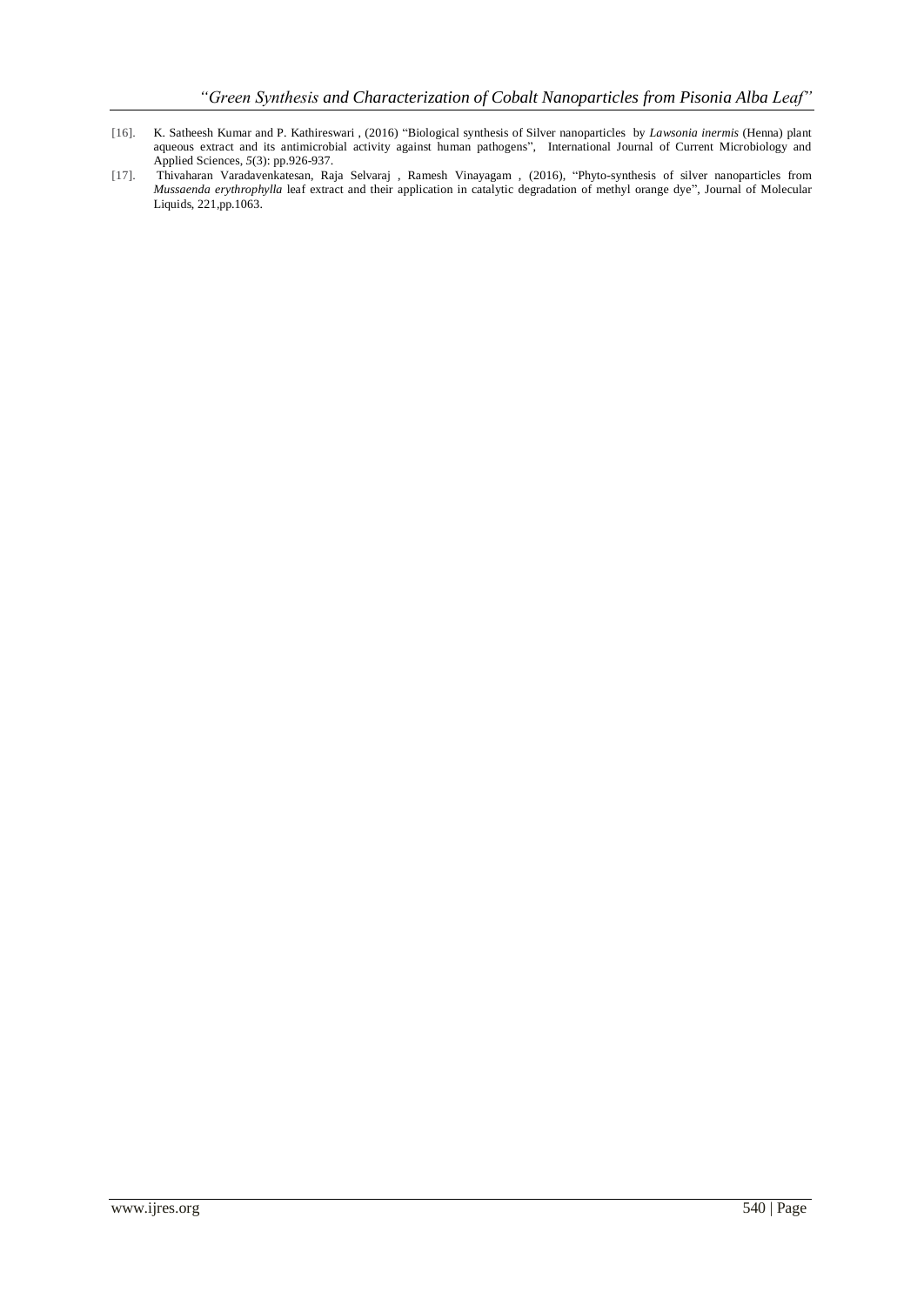[16]. K. Satheesh Kumar and P. Kathireswari , (2016) "Biological synthesis of Silver nanoparticles by *Lawsonia inermis* (Henna) plant aqueous extract and its antimicrobial activity against human pathogens", International Journal of Current Microbiology and Applied Sciences, *5*(3): pp.926-937.

[17]. Thivaharan Varadavenkatesan, Raja Selvaraj , Ramesh Vinayagam , (2016), "Phyto-synthesis of silver nanoparticles from *Mussaenda erythrophylla* leaf extract and their application in catalytic degradation of methyl orange dye", Journal of Molecular Liquids, 221,pp.1063.